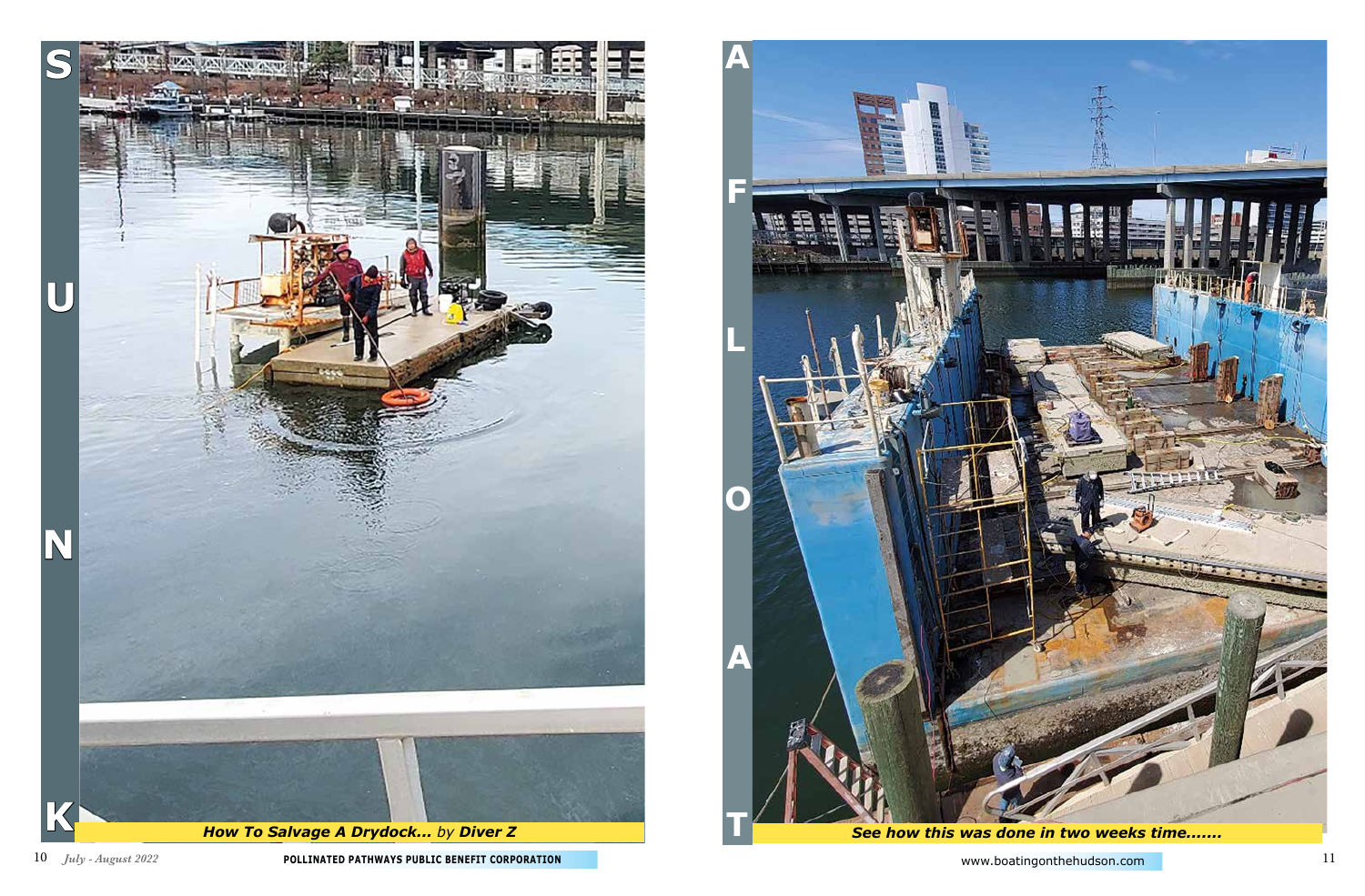# SUNK

**How To Salvage A Drydock...** *by* **Diver Z**

# AFLOAT

***See how this was done in two weeks time.......***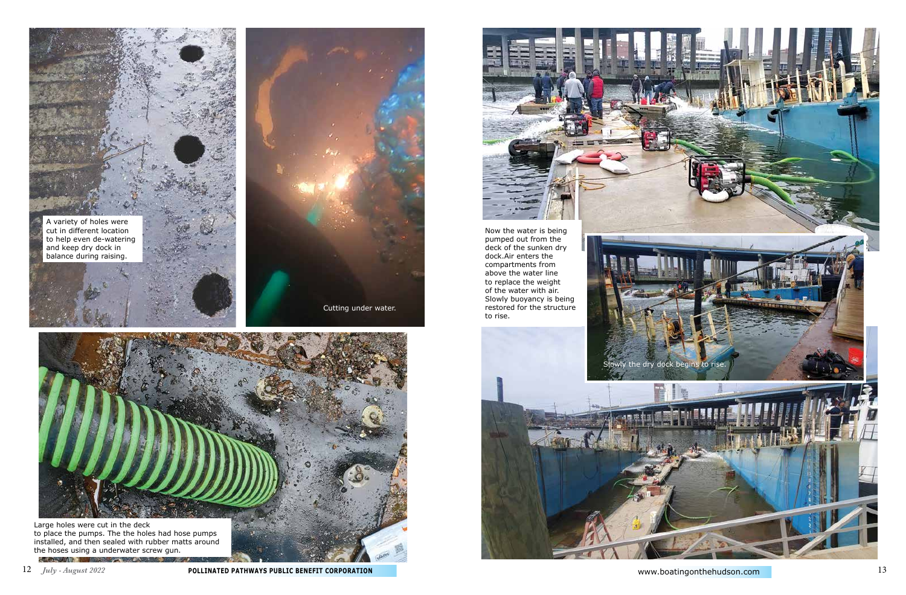A variety of holes were cut in different location to help even de-watering and keep dry dock in balance during raising.

Cutting under water.

Large holes were cut in the deck to place the pumps. The the holes had hose pumps installed, and then sealed with rubber matts around the hoses using a underwater screw gun.

Now the water is being pumped out from the deck of the sunken dry dock.Air enters the compartments from above the water line to replace the weight of the water with air. Slowly buoyancy is being restored for the structure to rise.

Slowly the dry dock begins to rise.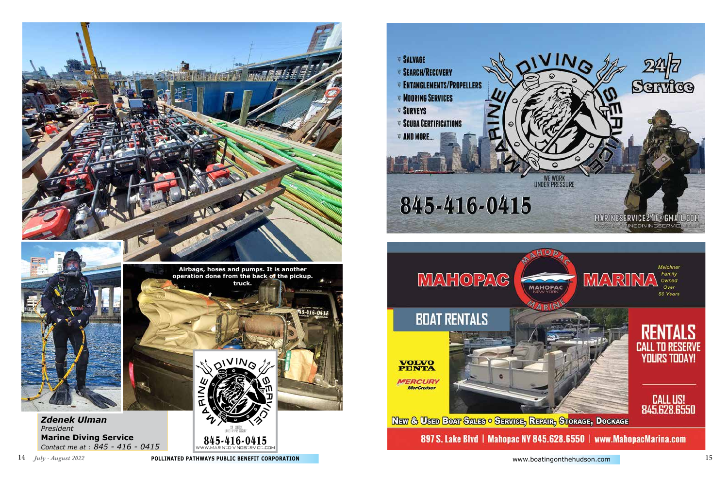Airbags, hoses and pumps. It is another operation done from the back of the pickup. truck.

**Zdenek Ulman**
*President*
**Marine Diving Service**
*Contact me at : 845 - 416 - 0415*

MARINE DIVING SERVICE
WE WORK UNDER PRESSURE
845-416-0415
WWW.MARINEDIVINGSERVICE.COM

- SALVAGE
- SEARCH/RECOVERY
- ENTANGLEMENTS/PROPELLERS
- MOORING SERVICES
- SURVEYS
- SCUBA CERTIFICATIONS
- AND MORE...

MARINE DIVING SERVICE

24/7 Service

WE WORK UNDER PRESSURE

845-416-0415

MARINESERVICE247@GMAIL.COM
WWW.MARINEDIVINGSERVICE.COM

MAHOPAC MARINA

Melchner Family Owned Over 50 Years

BOAT RENTALS

VOLVO PENTA
MERCURY MerCruiser

RENTALS
CALL TO RESERVE YOURS TODAY!

CALL US!
845.628.6550

New & Used Boat Sales • Service, Repair, Storage, Dockage

897 S. Lake Blvd | Mahopac NY 845.628.6550 | www.MahopacMarina.com